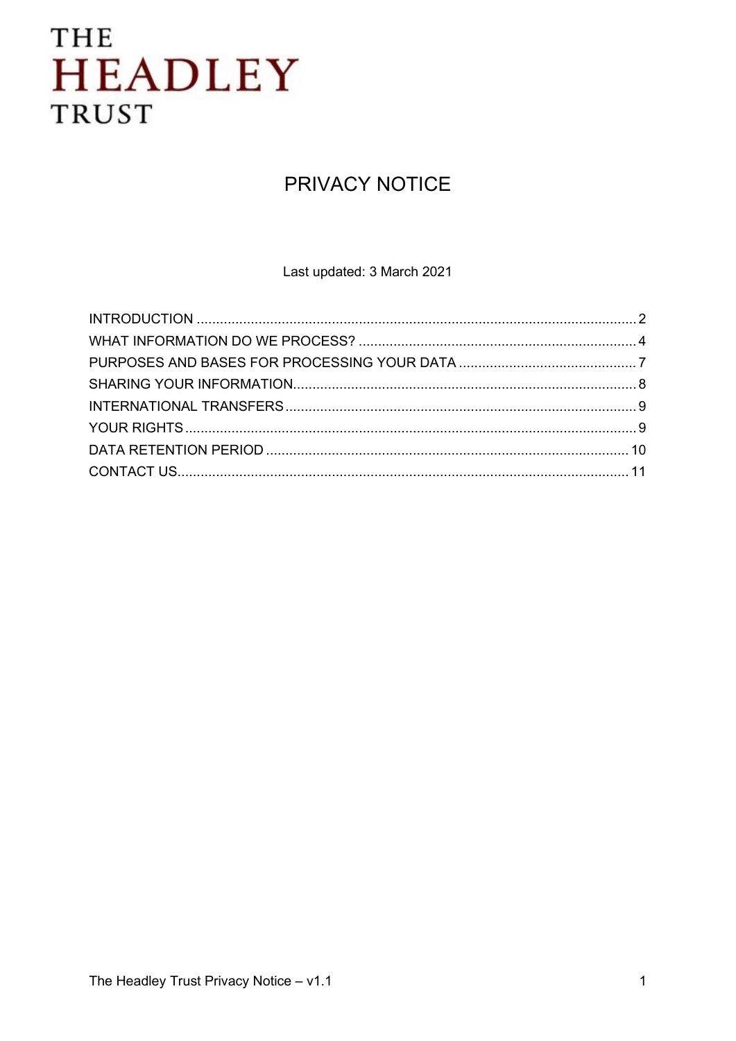THE
HEADLEY
TRUST

# PRIVACY NOTICE

Last updated: 3 March 2021

| | |
|---|---|
| INTRODUCTION | 2 |
| WHAT INFORMATION DO WE PROCESS? | 4 |
| PURPOSES AND BASES FOR PROCESSING YOUR DATA | 7 |
| SHARING YOUR INFORMATION | 8 |
| INTERNATIONAL TRANSFERS | 9 |
| YOUR RIGHTS | 9 |
| DATA RETENTION PERIOD | 10 |
| CONTACT US | 11 |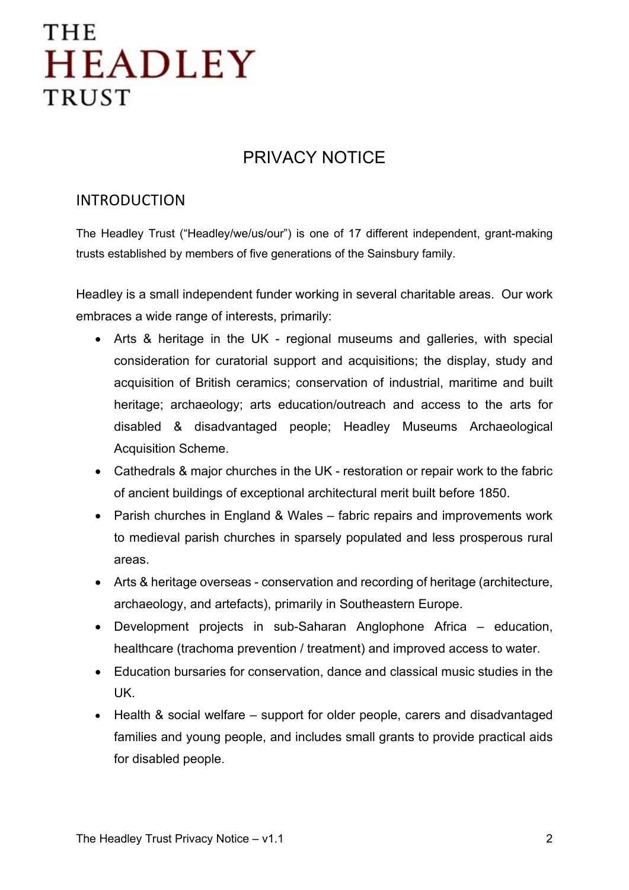THE
HEADLEY
TRUST

# PRIVACY NOTICE

## INTRODUCTION

The Headley Trust ("Headley/we/us/our") is one of 17 different independent, grant-making trusts established by members of five generations of the Sainsbury family.

Headley is a small independent funder working in several charitable areas. Our work embraces a wide range of interests, primarily:

- Arts & heritage in the UK - regional museums and galleries, with special consideration for curatorial support and acquisitions; the display, study and acquisition of British ceramics; conservation of industrial, maritime and built heritage; archaeology; arts education/outreach and access to the arts for disabled & disadvantaged people; Headley Museums Archaeological Acquisition Scheme.
- Cathedrals & major churches in the UK - restoration or repair work to the fabric of ancient buildings of exceptional architectural merit built before 1850.
- Parish churches in England & Wales – fabric repairs and improvements work to medieval parish churches in sparsely populated and less prosperous rural areas.
- Arts & heritage overseas - conservation and recording of heritage (architecture, archaeology, and artefacts), primarily in Southeastern Europe.
- Development projects in sub-Saharan Anglophone Africa – education, healthcare (trachoma prevention / treatment) and improved access to water.
- Education bursaries for conservation, dance and classical music studies in the UK.
- Health & social welfare – support for older people, carers and disadvantaged families and young people, and includes small grants to provide practical aids for disabled people.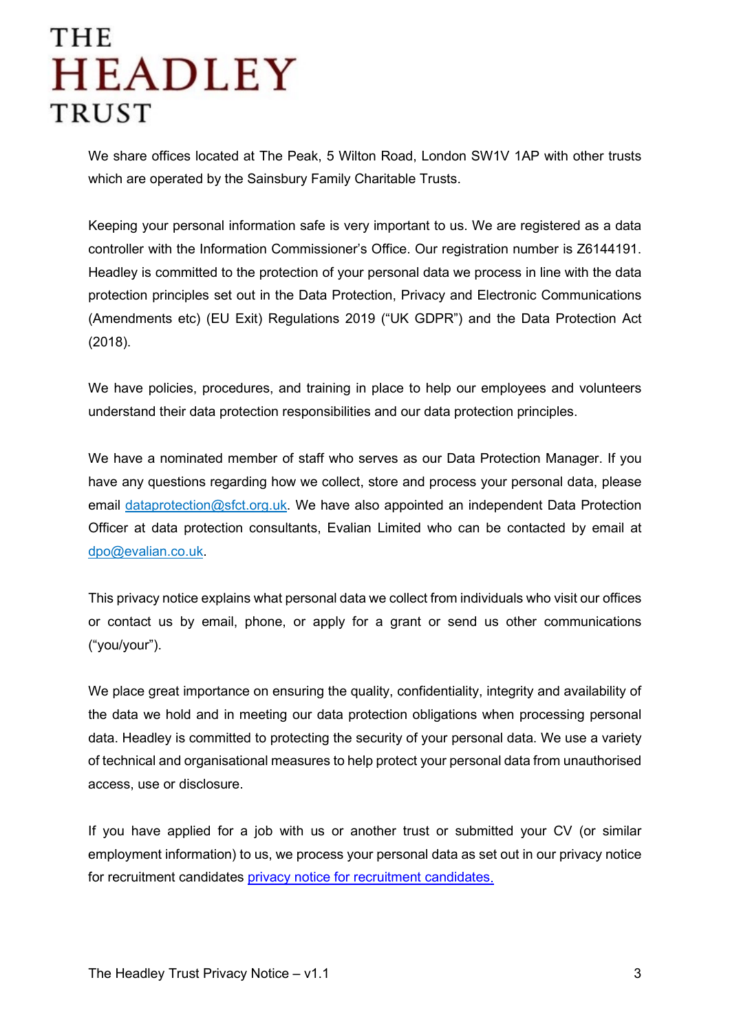We share offices located at The Peak, 5 Wilton Road, London SW1V 1AP with other trusts which are operated by the Sainsbury Family Charitable Trusts.

Keeping your personal information safe is very important to us. We are registered as a data controller with the Information Commissioner's Office. Our registration number is Z6144191. Headley is committed to the protection of your personal data we process in line with the data protection principles set out in the Data Protection, Privacy and Electronic Communications (Amendments etc) (EU Exit) Regulations 2019 ("UK GDPR") and the Data Protection Act (2018).

We have policies, procedures, and training in place to help our employees and volunteers understand their data protection responsibilities and our data protection principles.

We have a nominated member of staff who serves as our Data Protection Manager. If you have any questions regarding how we collect, store and process your personal data, please email [dataprotection@sfct.org.uk](mailto:dataprotection@sfct.org.uk). We have also appointed an independent Data Protection Officer at data protection consultants, Evalian Limited who can be contacted by email at [dpo@evalian.co.uk](mailto:dpo@evalian.co.uk).

This privacy notice explains what personal data we collect from individuals who visit our offices or contact us by email, phone, or apply for a grant or send us other communications ("you/your").

We place great importance on ensuring the quality, confidentiality, integrity and availability of the data we hold and in meeting our data protection obligations when processing personal data. Headley is committed to protecting the security of your personal data. We use a variety of technical and organisational measures to help protect your personal data from unauthorised access, use or disclosure.

If you have applied for a job with us or another trust or submitted your CV (or similar employment information) to us, we process your personal data as set out in our privacy notice for recruitment candidates privacy notice for recruitment candidates.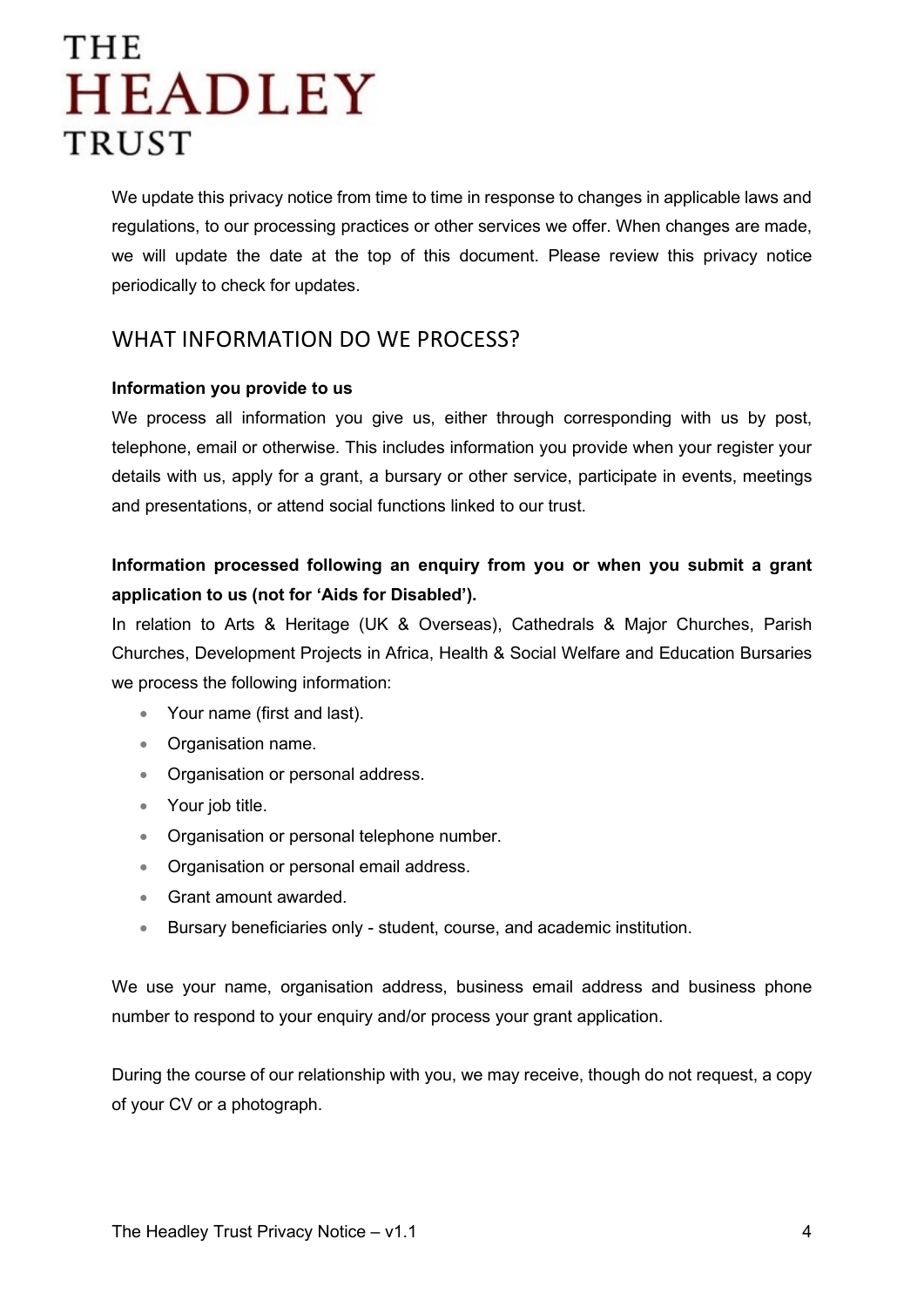We update this privacy notice from time to time in response to changes in applicable laws and regulations, to our processing practices or other services we offer. When changes are made, we will update the date at the top of this document. Please review this privacy notice periodically to check for updates.

## WHAT INFORMATION DO WE PROCESS?

**Information you provide to us**

We process all information you give us, either through corresponding with us by post, telephone, email or otherwise. This includes information you provide when your register your details with us, apply for a grant, a bursary or other service, participate in events, meetings and presentations, or attend social functions linked to our trust.

**Information processed following an enquiry from you or when you submit a grant application to us (not for 'Aids for Disabled').**

In relation to Arts & Heritage (UK & Overseas), Cathedrals & Major Churches, Parish Churches, Development Projects in Africa, Health & Social Welfare and Education Bursaries we process the following information:

- Your name (first and last).
- Organisation name.
- Organisation or personal address.
- Your job title.
- Organisation or personal telephone number.
- Organisation or personal email address.
- Grant amount awarded.
- Bursary beneficiaries only - student, course, and academic institution.

We use your name, organisation address, business email address and business phone number to respond to your enquiry and/or process your grant application.

During the course of our relationship with you, we may receive, though do not request, a copy of your CV or a photograph.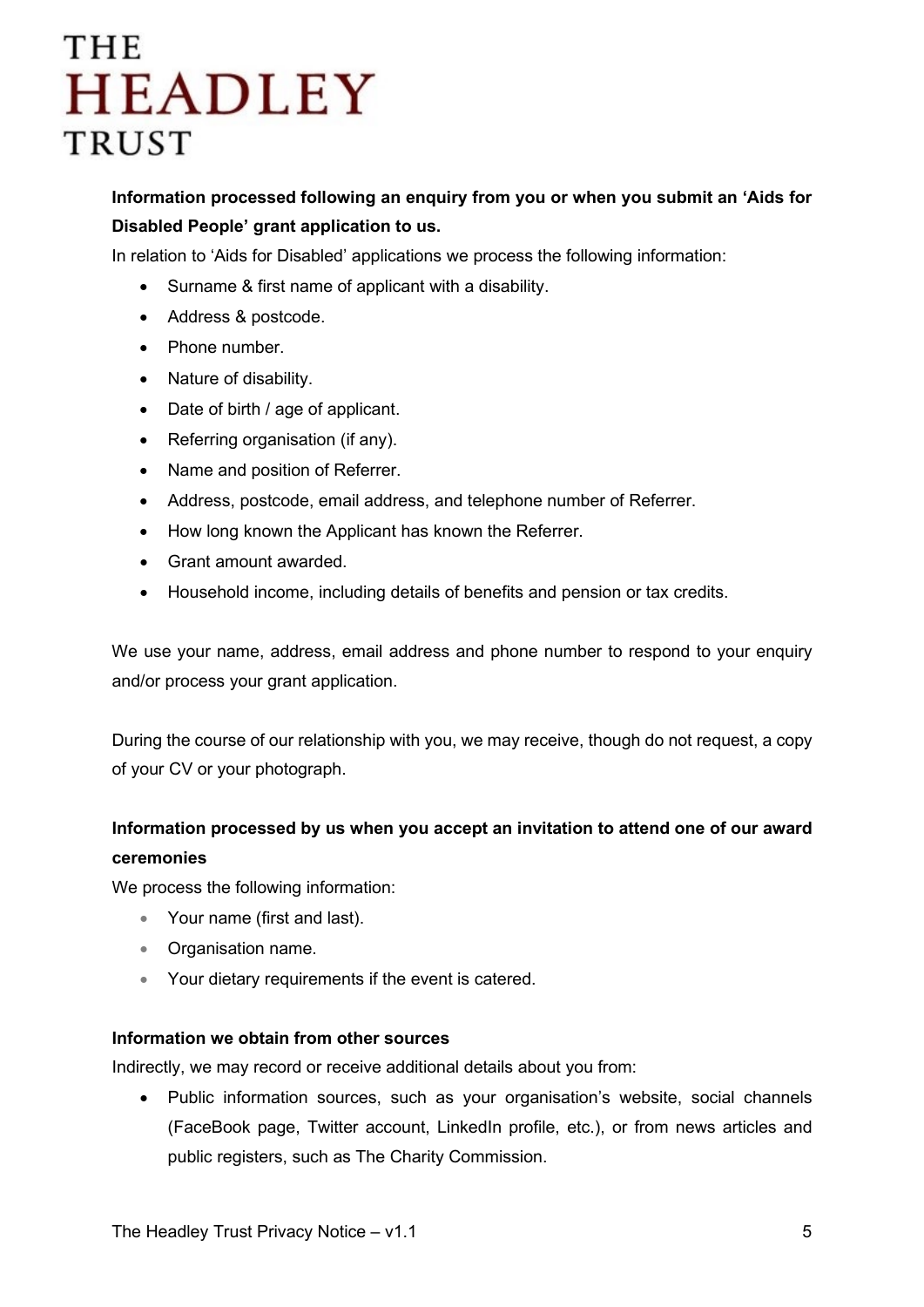**Information processed following an enquiry from you or when you submit an 'Aids for Disabled People' grant application to us.**

In relation to 'Aids for Disabled' applications we process the following information:

- Surname & first name of applicant with a disability.
- Address & postcode.
- Phone number.
- Nature of disability.
- Date of birth / age of applicant.
- Referring organisation (if any).
- Name and position of Referrer.
- Address, postcode, email address, and telephone number of Referrer.
- How long known the Applicant has known the Referrer.
- Grant amount awarded.
- Household income, including details of benefits and pension or tax credits.

We use your name, address, email address and phone number to respond to your enquiry and/or process your grant application.

During the course of our relationship with you, we may receive, though do not request, a copy of your CV or your photograph.

**Information processed by us when you accept an invitation to attend one of our award ceremonies**

We process the following information:

- Your name (first and last).
- Organisation name.
- Your dietary requirements if the event is catered.

**Information we obtain from other sources**

Indirectly, we may record or receive additional details about you from:

- Public information sources, such as your organisation's website, social channels (FaceBook page, Twitter account, LinkedIn profile, etc.), or from news articles and public registers, such as The Charity Commission.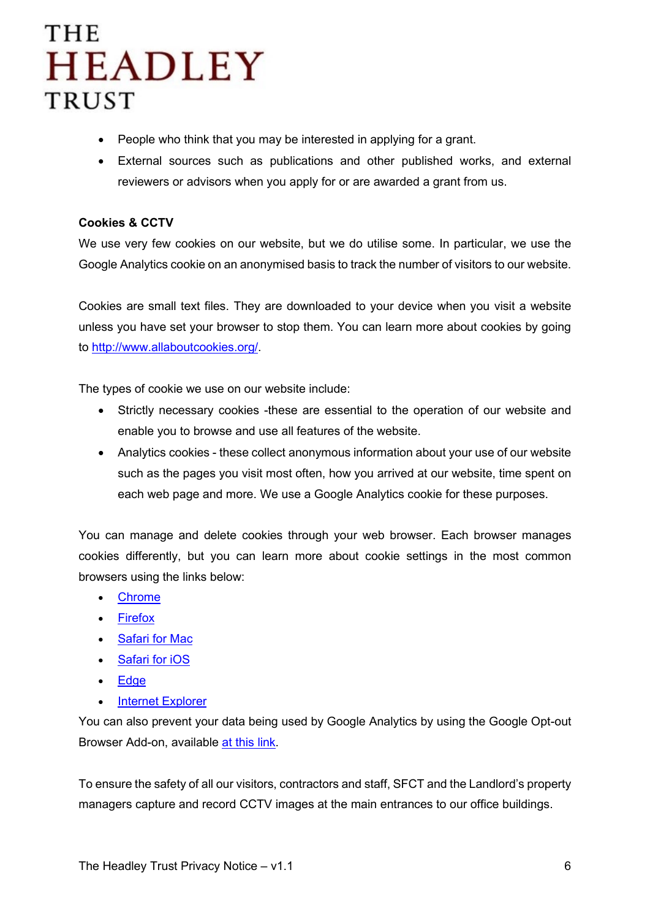- People who think that you may be interested in applying for a grant.
- External sources such as publications and other published works, and external reviewers or advisors when you apply for or are awarded a grant from us.

**Cookies & CCTV**

We use very few cookies on our website, but we do utilise some. In particular, we use the Google Analytics cookie on an anonymised basis to track the number of visitors to our website.

Cookies are small text files. They are downloaded to your device when you visit a website unless you have set your browser to stop them. You can learn more about cookies by going to http://www.allaboutcookies.org/.

The types of cookie we use on our website include:

- Strictly necessary cookies -these are essential to the operation of our website and enable you to browse and use all features of the website.
- Analytics cookies - these collect anonymous information about your use of our website such as the pages you visit most often, how you arrived at our website, time spent on each web page and more. We use a Google Analytics cookie for these purposes.

You can manage and delete cookies through your web browser. Each browser manages cookies differently, but you can learn more about cookie settings in the most common browsers using the links below:

- Chrome
- Firefox
- Safari for Mac
- Safari for iOS
- Edge
- Internet Explorer

You can also prevent your data being used by Google Analytics by using the Google Opt-out Browser Add-on, available at this link.

To ensure the safety of all our visitors, contractors and staff, SFCT and the Landlord's property managers capture and record CCTV images at the main entrances to our office buildings.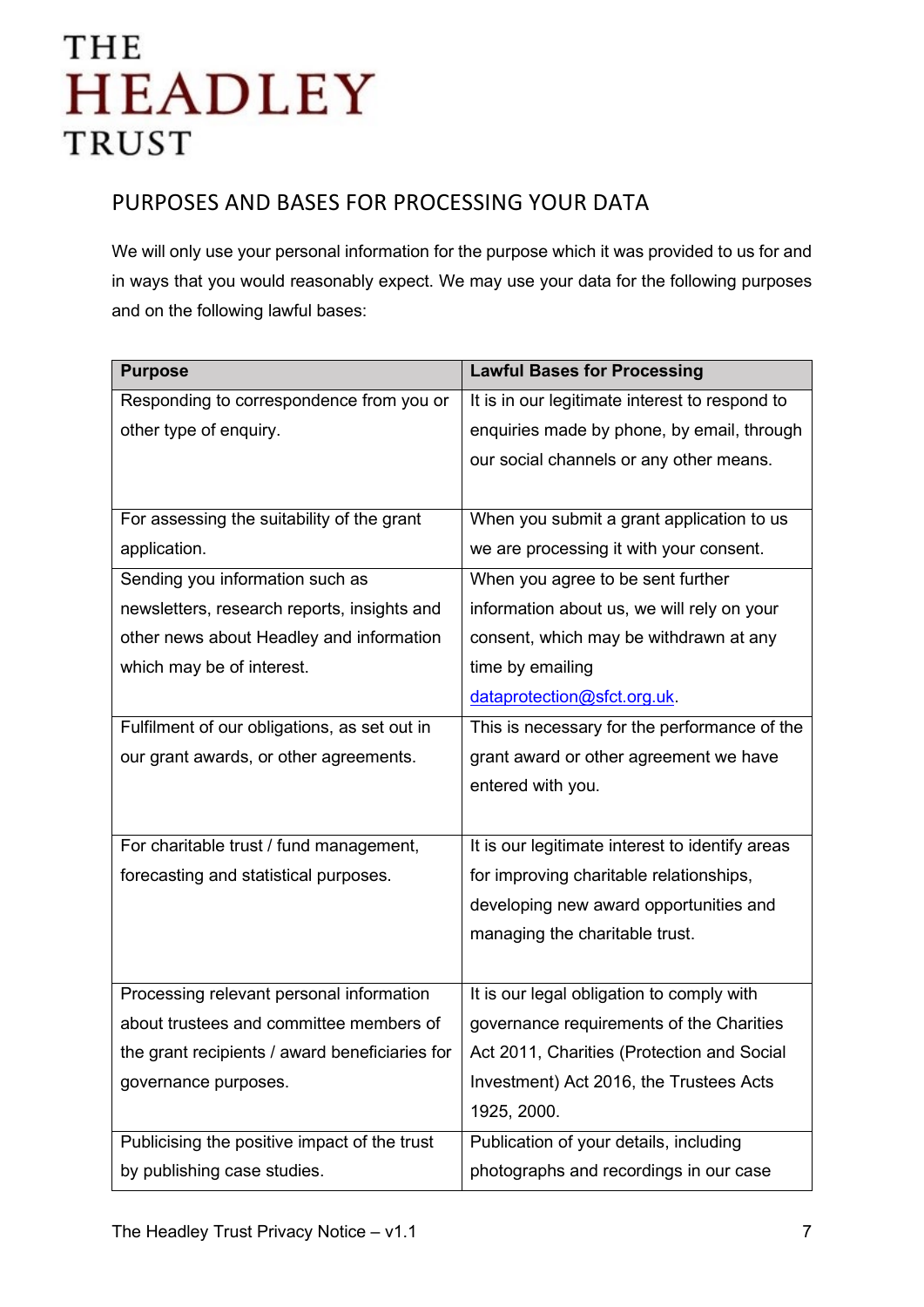THE HEADLEY TRUST

## PURPOSES AND BASES FOR PROCESSING YOUR DATA

We will only use your personal information for the purpose which it was provided to us for and in ways that you would reasonably expect. We may use your data for the following purposes and on the following lawful bases:

| Purpose | Lawful Bases for Processing |
|---|---|
| Responding to correspondence from you or other type of enquiry. | It is in our legitimate interest to respond to enquiries made by phone, by email, through our social channels or any other means. |
| For assessing the suitability of the grant application. | When you submit a grant application to us we are processing it with your consent. |
| Sending you information such as newsletters, research reports, insights and other news about Headley and information which may be of interest. | When you agree to be sent further information about us, we will rely on your consent, which may be withdrawn at any time by emailing dataprotection@sfct.org.uk. |
| Fulfilment of our obligations, as set out in our grant awards, or other agreements. | This is necessary for the performance of the grant award or other agreement we have entered with you. |
| For charitable trust / fund management, forecasting and statistical purposes. | It is our legitimate interest to identify areas for improving charitable relationships, developing new award opportunities and managing the charitable trust. |
| Processing relevant personal information about trustees and committee members of the grant recipients / award beneficiaries for governance purposes. | It is our legal obligation to comply with governance requirements of the Charities Act 2011, Charities (Protection and Social Investment) Act 2016, the Trustees Acts 1925, 2000. |
| Publicising the positive impact of the trust by publishing case studies. | Publication of your details, including photographs and recordings in our case |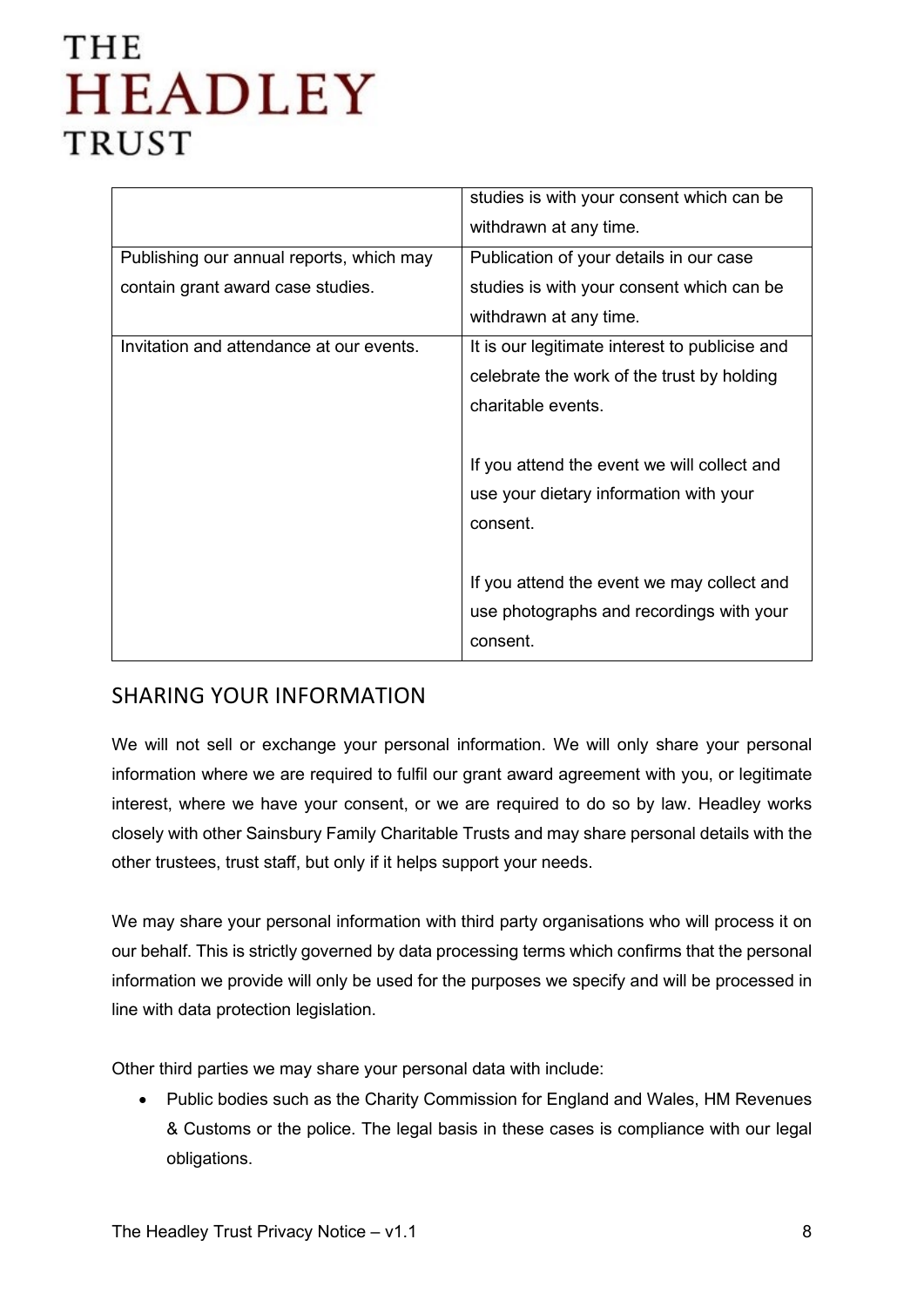| | |
|---|---|
| | studies is with your consent which can be withdrawn at any time. |
| Publishing our annual reports, which may contain grant award case studies. | Publication of your details in our case studies is with your consent which can be withdrawn at any time. |
| Invitation and attendance at our events. | It is our legitimate interest to publicise and celebrate the work of the trust by holding charitable events.<br><br>If you attend the event we will collect and use your dietary information with your consent.<br><br>If you attend the event we may collect and use photographs and recordings with your consent. |

## SHARING YOUR INFORMATION

We will not sell or exchange your personal information. We will only share your personal information where we are required to fulfil our grant award agreement with you, or legitimate interest, where we have your consent, or we are required to do so by law. Headley works closely with other Sainsbury Family Charitable Trusts and may share personal details with the other trustees, trust staff, but only if it helps support your needs.

We may share your personal information with third party organisations who will process it on our behalf. This is strictly governed by data processing terms which confirms that the personal information we provide will only be used for the purposes we specify and will be processed in line with data protection legislation.

Other third parties we may share your personal data with include:

- Public bodies such as the Charity Commission for England and Wales, HM Revenues & Customs or the police. The legal basis in these cases is compliance with our legal obligations.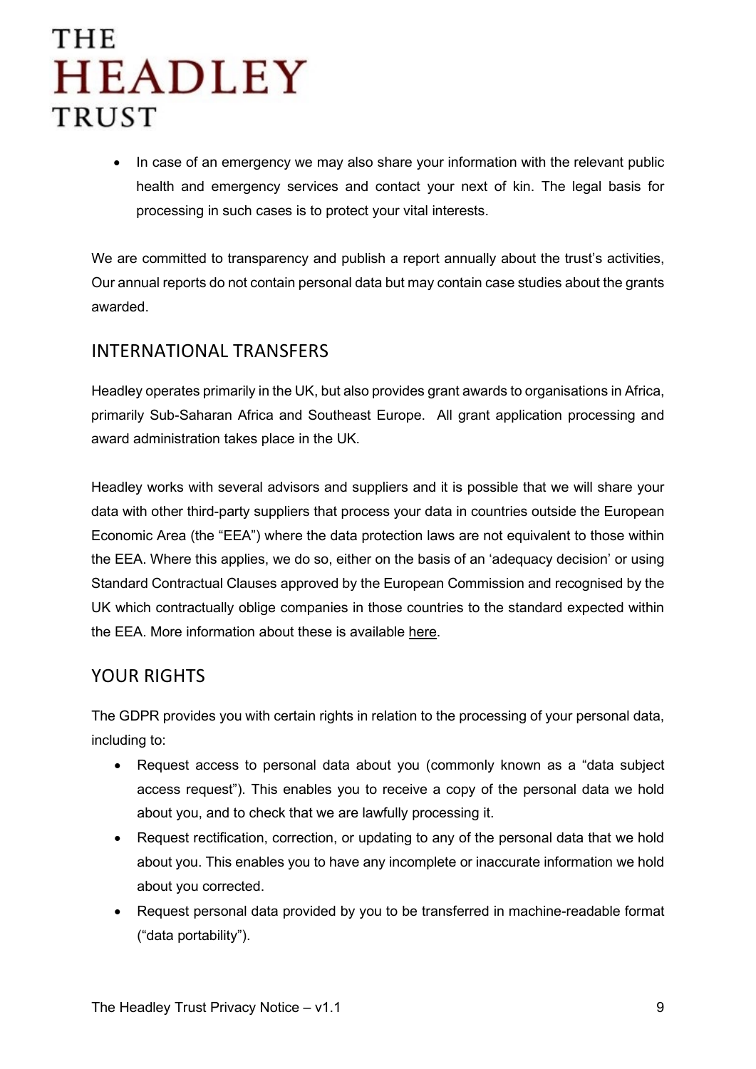- In case of an emergency we may also share your information with the relevant public health and emergency services and contact your next of kin. The legal basis for processing in such cases is to protect your vital interests.

We are committed to transparency and publish a report annually about the trust's activities, Our annual reports do not contain personal data but may contain case studies about the grants awarded.

## INTERNATIONAL TRANSFERS

Headley operates primarily in the UK, but also provides grant awards to organisations in Africa, primarily Sub-Saharan Africa and Southeast Europe. All grant application processing and award administration takes place in the UK.

Headley works with several advisors and suppliers and it is possible that we will share your data with other third-party suppliers that process your data in countries outside the European Economic Area (the "EEA") where the data protection laws are not equivalent to those within the EEA. Where this applies, we do so, either on the basis of an 'adequacy decision' or using Standard Contractual Clauses approved by the European Commission and recognised by the UK which contractually oblige companies in those countries to the standard expected within the EEA. More information about these is available here.

## YOUR RIGHTS

The GDPR provides you with certain rights in relation to the processing of your personal data, including to:

- Request access to personal data about you (commonly known as a "data subject access request"). This enables you to receive a copy of the personal data we hold about you, and to check that we are lawfully processing it.
- Request rectification, correction, or updating to any of the personal data that we hold about you. This enables you to have any incomplete or inaccurate information we hold about you corrected.
- Request personal data provided by you to be transferred in machine-readable format ("data portability").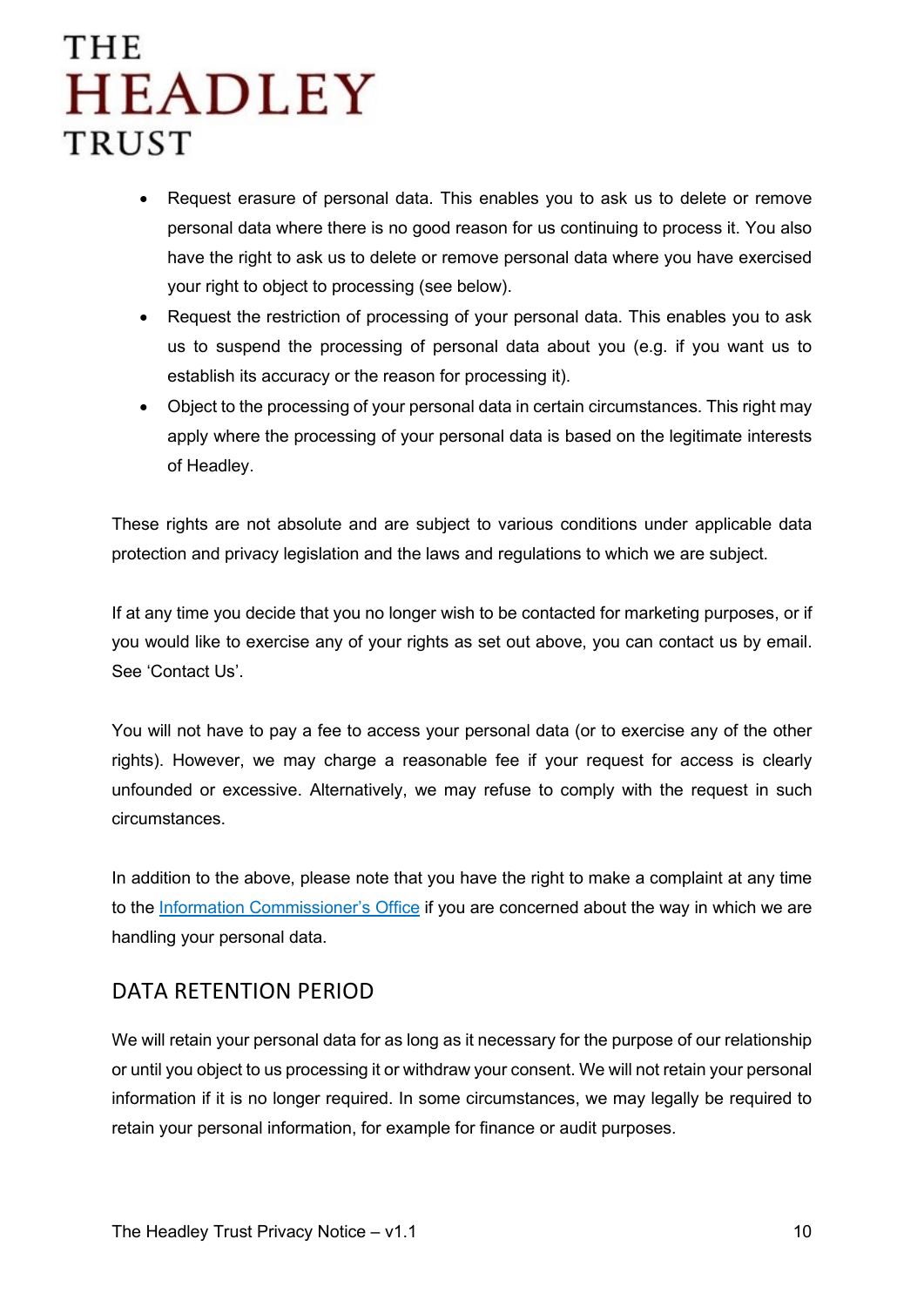- Request erasure of personal data. This enables you to ask us to delete or remove personal data where there is no good reason for us continuing to process it. You also have the right to ask us to delete or remove personal data where you have exercised your right to object to processing (see below).
- Request the restriction of processing of your personal data. This enables you to ask us to suspend the processing of personal data about you (e.g. if you want us to establish its accuracy or the reason for processing it).
- Object to the processing of your personal data in certain circumstances. This right may apply where the processing of your personal data is based on the legitimate interests of Headley.

These rights are not absolute and are subject to various conditions under applicable data protection and privacy legislation and the laws and regulations to which we are subject.

If at any time you decide that you no longer wish to be contacted for marketing purposes, or if you would like to exercise any of your rights as set out above, you can contact us by email. See 'Contact Us'.

You will not have to pay a fee to access your personal data (or to exercise any of the other rights). However, we may charge a reasonable fee if your request for access is clearly unfounded or excessive. Alternatively, we may refuse to comply with the request in such circumstances.

In addition to the above, please note that you have the right to make a complaint at any time to the Information Commissioner's Office if you are concerned about the way in which we are handling your personal data.

## DATA RETENTION PERIOD

We will retain your personal data for as long as it necessary for the purpose of our relationship or until you object to us processing it or withdraw your consent. We will not retain your personal information if it is no longer required. In some circumstances, we may legally be required to retain your personal information, for example for finance or audit purposes.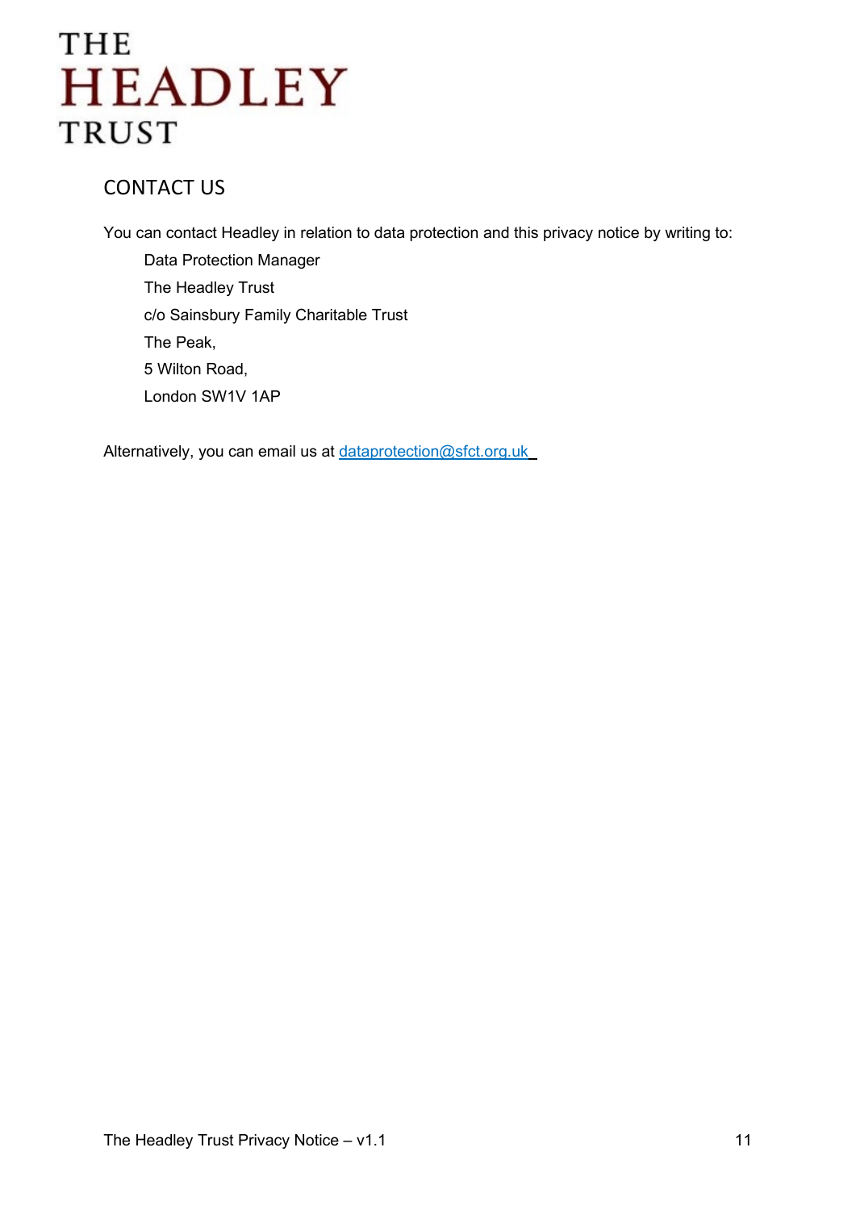THE
HEADLEY
TRUST

## CONTACT US

You can contact Headley in relation to data protection and this privacy notice by writing to:

Data Protection Manager
The Headley Trust
c/o Sainsbury Family Charitable Trust
The Peak,
5 Wilton Road,
London SW1V 1AP

Alternatively, you can email us at dataprotection@sfct.org.uk